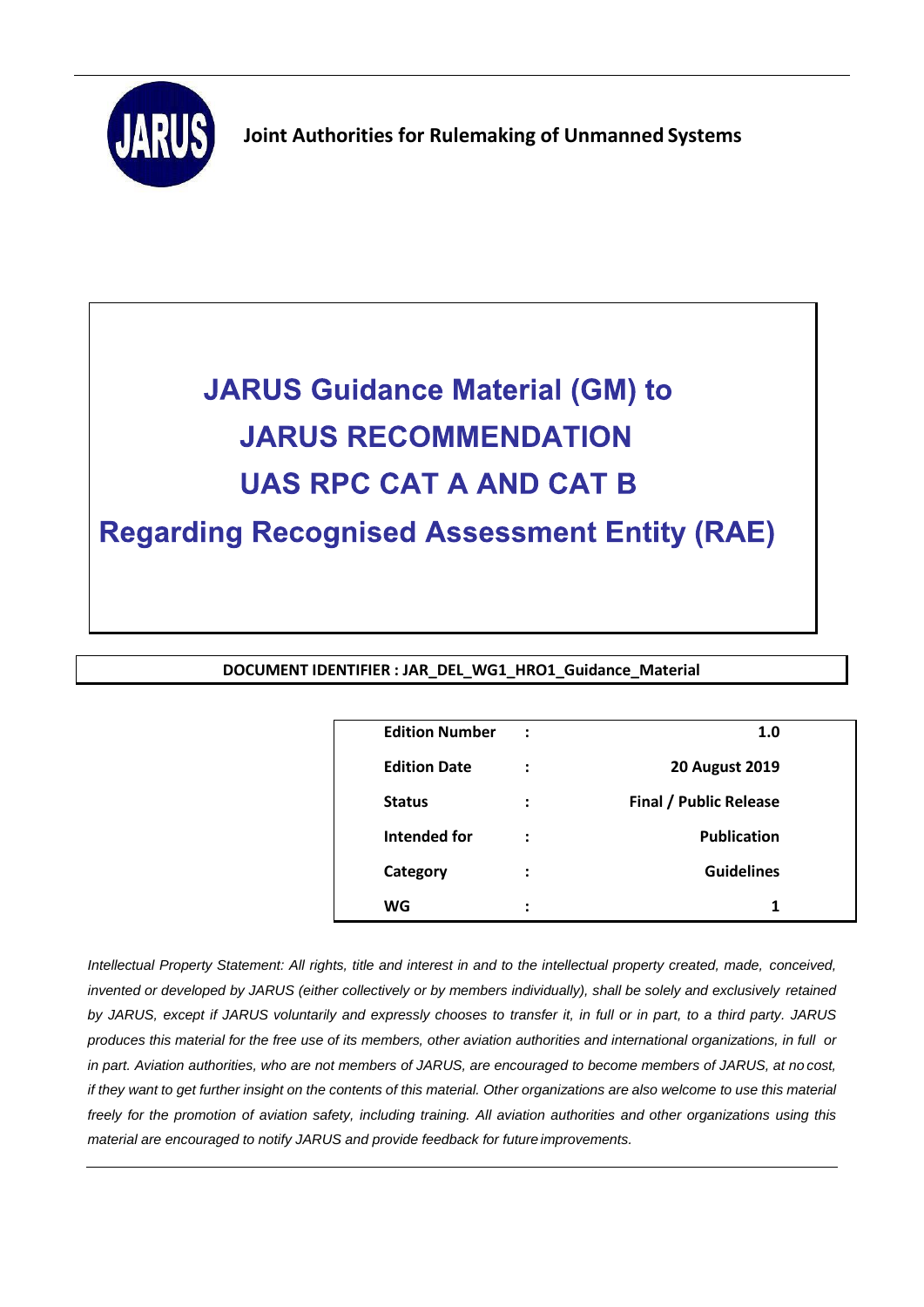**Joint Authorities for Rulemaking of Unmanned Systems**

# JARUS Guidance Material (GM) to JARUS RECOMMENDATION UAS RPC CAT A AND CAT B

# Regarding Recognised Assessment Entity (RAE)

**DOCUMENT IDENTIFIER : JAR_DEL_WG1_HRO1_Guidance_Material**

| | | |
|---|---|---|
| **Edition Number** | : | **1.0** |
| **Edition Date** | : | **20 August 2019** |
| **Status** | : | **Final / Public Release** |
| **Intended for** | : | **Publication** |
| **Category** | : | **Guidelines** |
| **WG** | : | **1** |

*Intellectual Property Statement: All rights, title and interest in and to the intellectual property created, made, conceived, invented or developed by JARUS (either collectively or by members individually), shall be solely and exclusively retained by JARUS, except if JARUS voluntarily and expressly chooses to transfer it, in full or in part, to a third party. JARUS produces this material for the free use of its members, other aviation authorities and international organizations, in full or in part. Aviation authorities, who are not members of JARUS, are encouraged to become members of JARUS, at no cost, if they want to get further insight on the contents of this material. Other organizations are also welcome to use this material freely for the promotion of aviation safety, including training. All aviation authorities and other organizations using this material are encouraged to notify JARUS and provide feedback for future improvements.*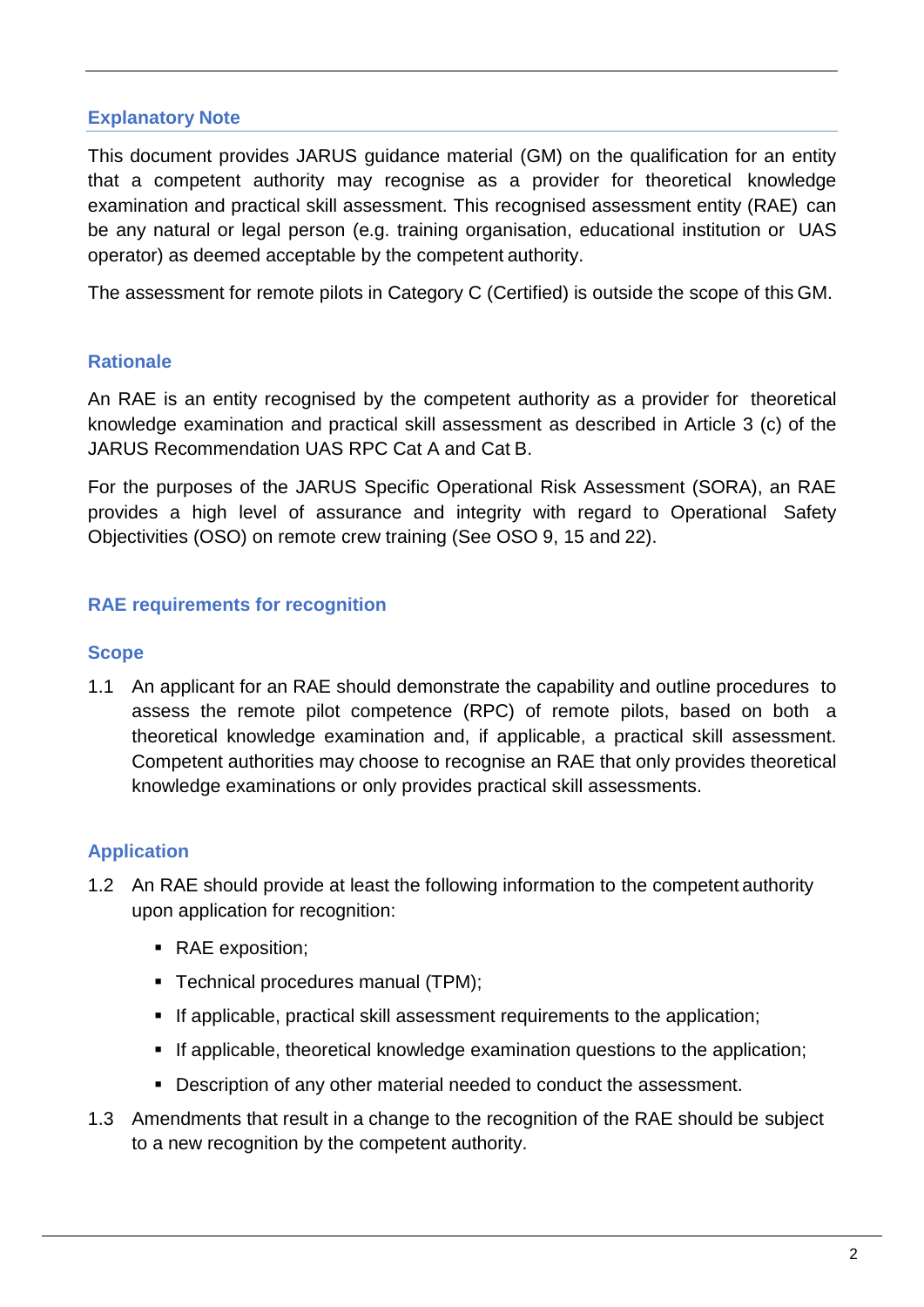## Explanatory Note

This document provides JARUS guidance material (GM) on the qualification for an entity that a competent authority may recognise as a provider for theoretical knowledge examination and practical skill assessment. This recognised assessment entity (RAE) can be any natural or legal person (e.g. training organisation, educational institution or UAS operator) as deemed acceptable by the competent authority.

The assessment for remote pilots in Category C (Certified) is outside the scope of this GM.

## Rationale

An RAE is an entity recognised by the competent authority as a provider for theoretical knowledge examination and practical skill assessment as described in Article 3 (c) of the JARUS Recommendation UAS RPC Cat A and Cat B.

For the purposes of the JARUS Specific Operational Risk Assessment (SORA), an RAE provides a high level of assurance and integrity with regard to Operational Safety Objectivities (OSO) on remote crew training (See OSO 9, 15 and 22).

## RAE requirements for recognition

### Scope

1.1 An applicant for an RAE should demonstrate the capability and outline procedures to assess the remote pilot competence (RPC) of remote pilots, based on both a theoretical knowledge examination and, if applicable, a practical skill assessment. Competent authorities may choose to recognise an RAE that only provides theoretical knowledge examinations or only provides practical skill assessments.

### Application

1.2 An RAE should provide at least the following information to the competent authority upon application for recognition:

- RAE exposition;
- Technical procedures manual (TPM);
- If applicable, practical skill assessment requirements to the application;
- If applicable, theoretical knowledge examination questions to the application;
- Description of any other material needed to conduct the assessment.

1.3 Amendments that result in a change to the recognition of the RAE should be subject to a new recognition by the competent authority.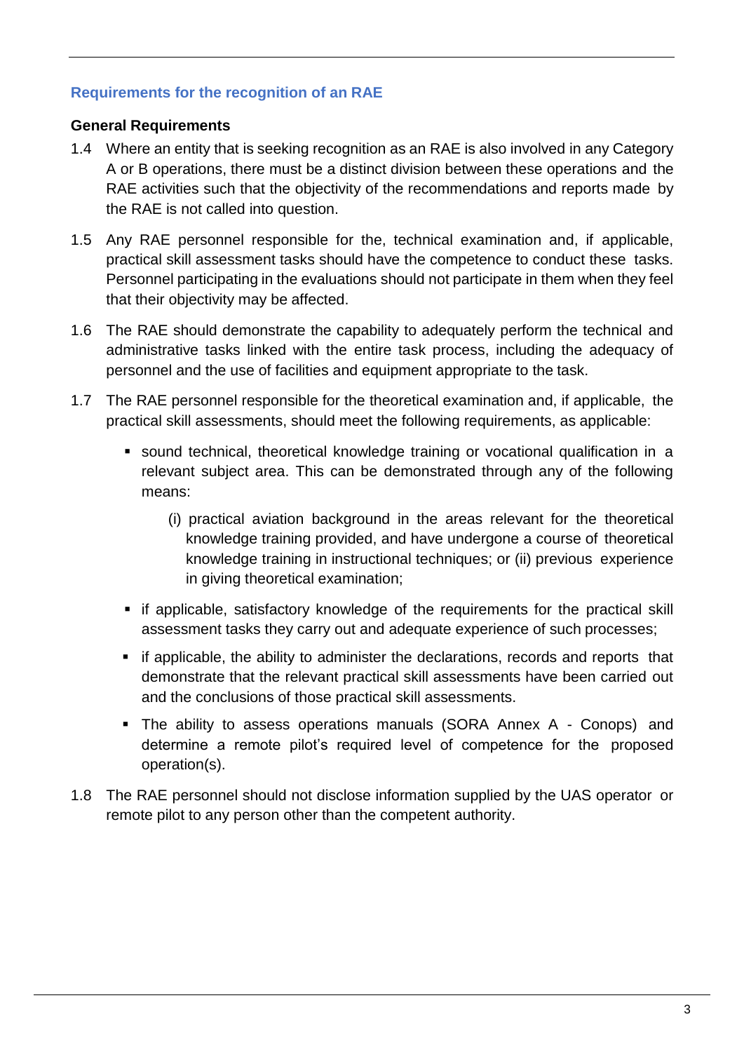## Requirements for the recognition of an RAE

### General Requirements

1.4 Where an entity that is seeking recognition as an RAE is also involved in any Category A or B operations, there must be a distinct division between these operations and the RAE activities such that the objectivity of the recommendations and reports made by the RAE is not called into question.

1.5 Any RAE personnel responsible for the, technical examination and, if applicable, practical skill assessment tasks should have the competence to conduct these tasks. Personnel participating in the evaluations should not participate in them when they feel that their objectivity may be affected.

1.6 The RAE should demonstrate the capability to adequately perform the technical and administrative tasks linked with the entire task process, including the adequacy of personnel and the use of facilities and equipment appropriate to the task.

1.7 The RAE personnel responsible for the theoretical examination and, if applicable, the practical skill assessments, should meet the following requirements, as applicable:

- sound technical, theoretical knowledge training or vocational qualification in a relevant subject area. This can be demonstrated through any of the following means:

  (i) practical aviation background in the areas relevant for the theoretical knowledge training provided, and have undergone a course of theoretical knowledge training in instructional techniques; or (ii) previous experience in giving theoretical examination;

- if applicable, satisfactory knowledge of the requirements for the practical skill assessment tasks they carry out and adequate experience of such processes;

- if applicable, the ability to administer the declarations, records and reports that demonstrate that the relevant practical skill assessments have been carried out and the conclusions of those practical skill assessments.

- The ability to assess operations manuals (SORA Annex A - Conops) and determine a remote pilot's required level of competence for the proposed operation(s).

1.8 The RAE personnel should not disclose information supplied by the UAS operator or remote pilot to any person other than the competent authority.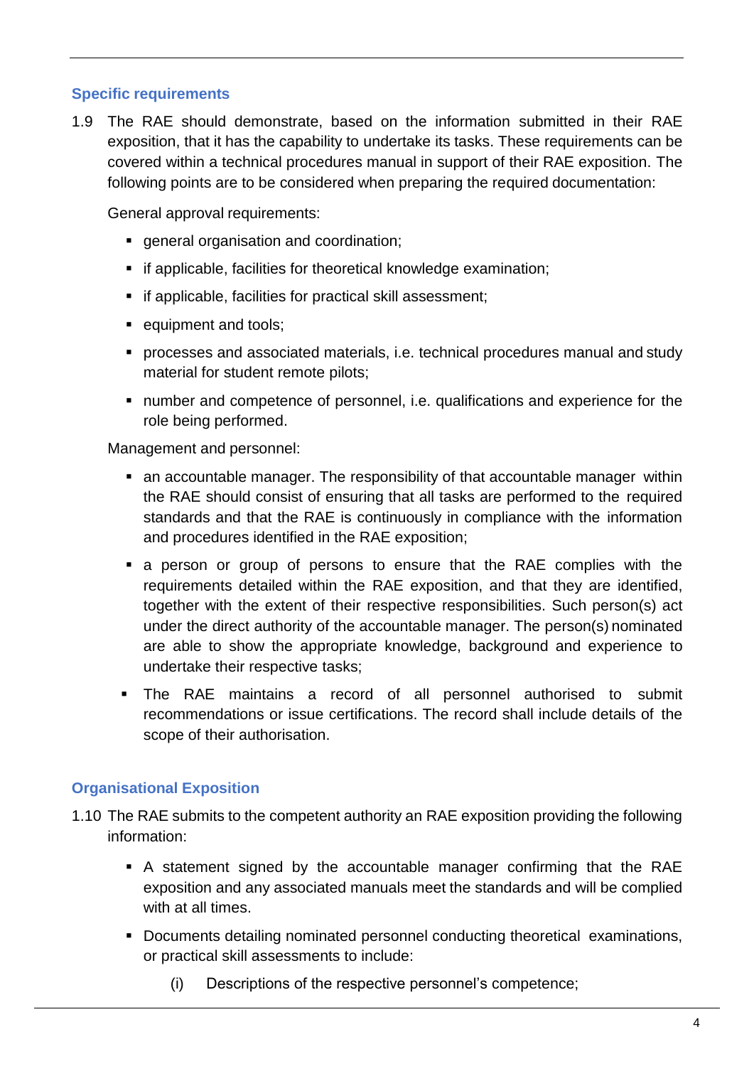### Specific requirements

1.9 The RAE should demonstrate, based on the information submitted in their RAE exposition, that it has the capability to undertake its tasks. These requirements can be covered within a technical procedures manual in support of their RAE exposition. The following points are to be considered when preparing the required documentation:

General approval requirements:

- general organisation and coordination;
- if applicable, facilities for theoretical knowledge examination;
- if applicable, facilities for practical skill assessment;
- equipment and tools;
- processes and associated materials, i.e. technical procedures manual and study material for student remote pilots;
- number and competence of personnel, i.e. qualifications and experience for the role being performed.

Management and personnel:

- an accountable manager. The responsibility of that accountable manager within the RAE should consist of ensuring that all tasks are performed to the required standards and that the RAE is continuously in compliance with the information and procedures identified in the RAE exposition;
- a person or group of persons to ensure that the RAE complies with the requirements detailed within the RAE exposition, and that they are identified, together with the extent of their respective responsibilities. Such person(s) act under the direct authority of the accountable manager. The person(s) nominated are able to show the appropriate knowledge, background and experience to undertake their respective tasks;
- The RAE maintains a record of all personnel authorised to submit recommendations or issue certifications. The record shall include details of the scope of their authorisation.

### Organisational Exposition

1.10 The RAE submits to the competent authority an RAE exposition providing the following information:

- A statement signed by the accountable manager confirming that the RAE exposition and any associated manuals meet the standards and will be complied with at all times.
- Documents detailing nominated personnel conducting theoretical examinations, or practical skill assessments to include:
  - (i) Descriptions of the respective personnel's competence;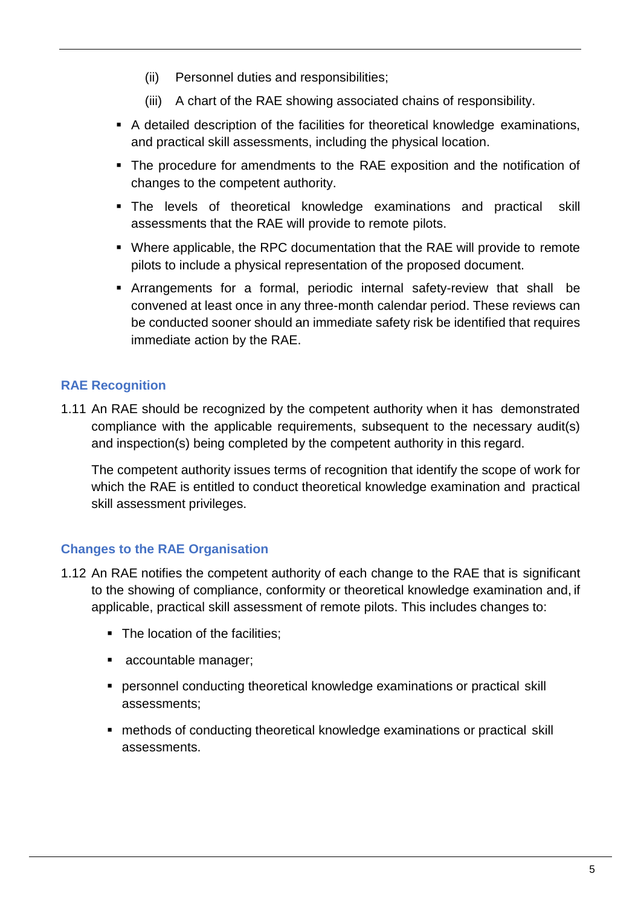(ii) Personnel duties and responsibilities;

(iii) A chart of the RAE showing associated chains of responsibility.

- A detailed description of the facilities for theoretical knowledge examinations, and practical skill assessments, including the physical location.
- The procedure for amendments to the RAE exposition and the notification of changes to the competent authority.
- The levels of theoretical knowledge examinations and practical skill assessments that the RAE will provide to remote pilots.
- Where applicable, the RPC documentation that the RAE will provide to remote pilots to include a physical representation of the proposed document.
- Arrangements for a formal, periodic internal safety-review that shall be convened at least once in any three-month calendar period. These reviews can be conducted sooner should an immediate safety risk be identified that requires immediate action by the RAE.

## RAE Recognition

1.11 An RAE should be recognized by the competent authority when it has demonstrated compliance with the applicable requirements, subsequent to the necessary audit(s) and inspection(s) being completed by the competent authority in this regard.

The competent authority issues terms of recognition that identify the scope of work for which the RAE is entitled to conduct theoretical knowledge examination and practical skill assessment privileges.

## Changes to the RAE Organisation

1.12 An RAE notifies the competent authority of each change to the RAE that is significant to the showing of compliance, conformity or theoretical knowledge examination and, if applicable, practical skill assessment of remote pilots. This includes changes to:

- The location of the facilities;
- accountable manager;
- personnel conducting theoretical knowledge examinations or practical skill assessments;
- methods of conducting theoretical knowledge examinations or practical skill assessments.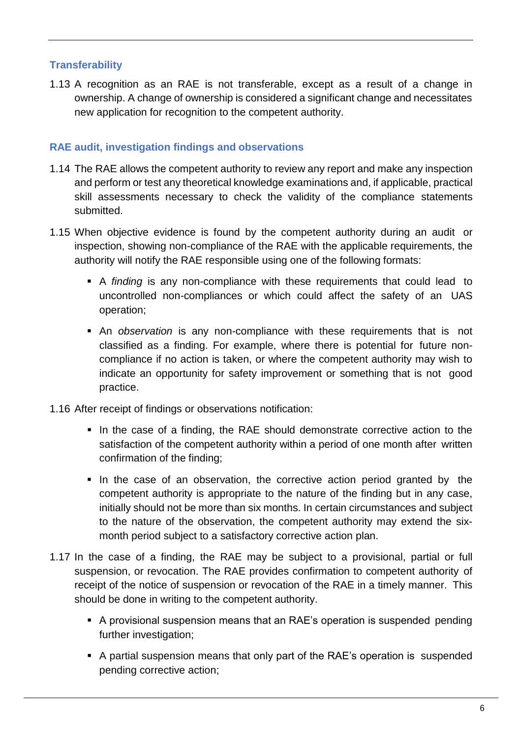## Transferability

1.13 A recognition as an RAE is not transferable, except as a result of a change in ownership. A change of ownership is considered a significant change and necessitates new application for recognition to the competent authority.

## RAE audit, investigation findings and observations

1.14 The RAE allows the competent authority to review any report and make any inspection and perform or test any theoretical knowledge examinations and, if applicable, practical skill assessments necessary to check the validity of the compliance statements submitted.

1.15 When objective evidence is found by the competent authority during an audit or inspection, showing non-compliance of the RAE with the applicable requirements, the authority will notify the RAE responsible using one of the following formats:

- A *finding* is any non-compliance with these requirements that could lead to uncontrolled non-compliances or which could affect the safety of an UAS operation;
- An *observation* is any non-compliance with these requirements that is not classified as a finding. For example, where there is potential for future non-compliance if no action is taken, or where the competent authority may wish to indicate an opportunity for safety improvement or something that is not good practice.

1.16 After receipt of findings or observations notification:

- In the case of a finding, the RAE should demonstrate corrective action to the satisfaction of the competent authority within a period of one month after written confirmation of the finding;
- In the case of an observation, the corrective action period granted by the competent authority is appropriate to the nature of the finding but in any case, initially should not be more than six months. In certain circumstances and subject to the nature of the observation, the competent authority may extend the six-month period subject to a satisfactory corrective action plan.

1.17 In the case of a finding, the RAE may be subject to a provisional, partial or full suspension, or revocation. The RAE provides confirmation to competent authority of receipt of the notice of suspension or revocation of the RAE in a timely manner. This should be done in writing to the competent authority.

- A provisional suspension means that an RAE's operation is suspended pending further investigation;
- A partial suspension means that only part of the RAE's operation is suspended pending corrective action;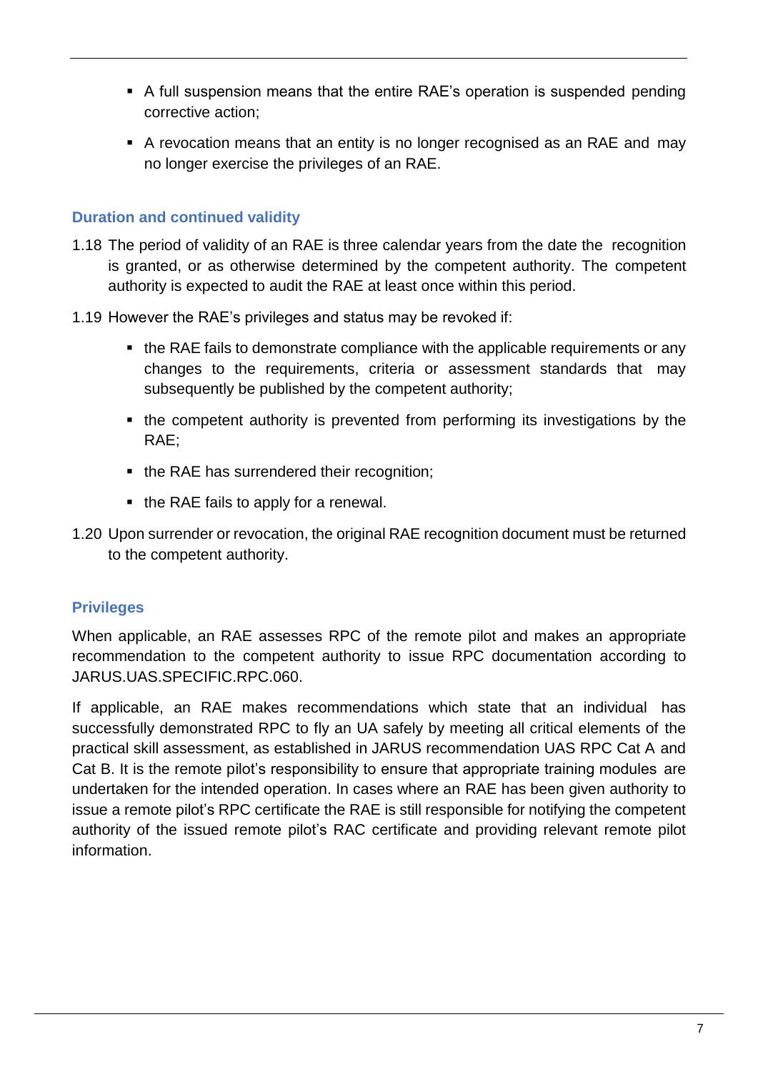- A full suspension means that the entire RAE's operation is suspended pending corrective action;
- A revocation means that an entity is no longer recognised as an RAE and may no longer exercise the privileges of an RAE.

### Duration and continued validity

1.18 The period of validity of an RAE is three calendar years from the date the recognition is granted, or as otherwise determined by the competent authority. The competent authority is expected to audit the RAE at least once within this period.

1.19 However the RAE's privileges and status may be revoked if:

- the RAE fails to demonstrate compliance with the applicable requirements or any changes to the requirements, criteria or assessment standards that may subsequently be published by the competent authority;
- the competent authority is prevented from performing its investigations by the RAE;
- the RAE has surrendered their recognition;
- the RAE fails to apply for a renewal.

1.20 Upon surrender or revocation, the original RAE recognition document must be returned to the competent authority.

### Privileges

When applicable, an RAE assesses RPC of the remote pilot and makes an appropriate recommendation to the competent authority to issue RPC documentation according to JARUS.UAS.SPECIFIC.RPC.060.

If applicable, an RAE makes recommendations which state that an individual has successfully demonstrated RPC to fly an UA safely by meeting all critical elements of the practical skill assessment, as established in JARUS recommendation UAS RPC Cat A and Cat B. It is the remote pilot's responsibility to ensure that appropriate training modules are undertaken for the intended operation. In cases where an RAE has been given authority to issue a remote pilot's RPC certificate the RAE is still responsible for notifying the competent authority of the issued remote pilot's RAC certificate and providing relevant remote pilot information.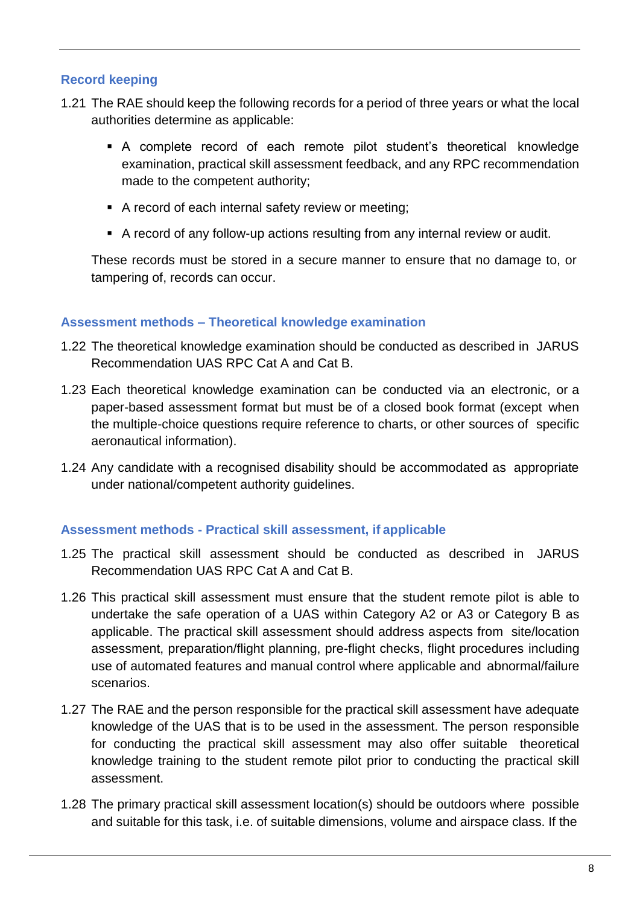### Record keeping

1.21 The RAE should keep the following records for a period of three years or what the local authorities determine as applicable:

- A complete record of each remote pilot student's theoretical knowledge examination, practical skill assessment feedback, and any RPC recommendation made to the competent authority;
- A record of each internal safety review or meeting;
- A record of any follow-up actions resulting from any internal review or audit.

These records must be stored in a secure manner to ensure that no damage to, or tampering of, records can occur.

### Assessment methods – Theoretical knowledge examination

1.22 The theoretical knowledge examination should be conducted as described in JARUS Recommendation UAS RPC Cat A and Cat B.

1.23 Each theoretical knowledge examination can be conducted via an electronic, or a paper-based assessment format but must be of a closed book format (except when the multiple-choice questions require reference to charts, or other sources of specific aeronautical information).

1.24 Any candidate with a recognised disability should be accommodated as appropriate under national/competent authority guidelines.

### Assessment methods - Practical skill assessment, if applicable

1.25 The practical skill assessment should be conducted as described in JARUS Recommendation UAS RPC Cat A and Cat B.

1.26 This practical skill assessment must ensure that the student remote pilot is able to undertake the safe operation of a UAS within Category A2 or A3 or Category B as applicable. The practical skill assessment should address aspects from site/location assessment, preparation/flight planning, pre-flight checks, flight procedures including use of automated features and manual control where applicable and abnormal/failure scenarios.

1.27 The RAE and the person responsible for the practical skill assessment have adequate knowledge of the UAS that is to be used in the assessment. The person responsible for conducting the practical skill assessment may also offer suitable theoretical knowledge training to the student remote pilot prior to conducting the practical skill assessment.

1.28 The primary practical skill assessment location(s) should be outdoors where possible and suitable for this task, i.e. of suitable dimensions, volume and airspace class. If the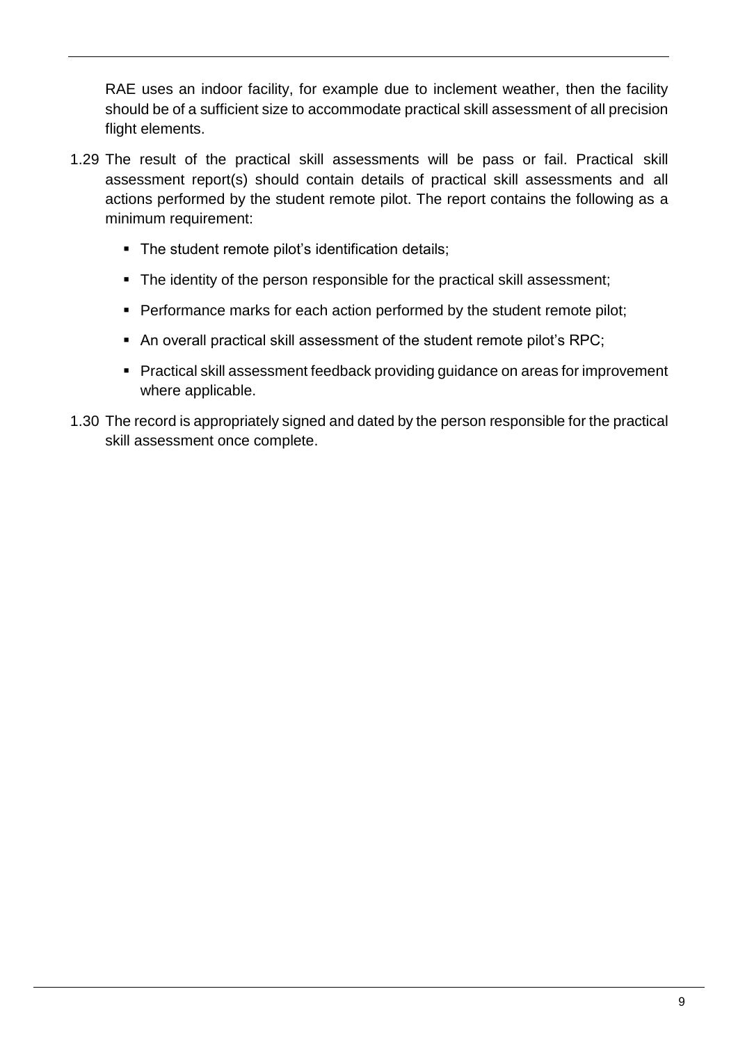RAE uses an indoor facility, for example due to inclement weather, then the facility should be of a sufficient size to accommodate practical skill assessment of all precision flight elements.

1.29 The result of the practical skill assessments will be pass or fail. Practical skill assessment report(s) should contain details of practical skill assessments and all actions performed by the student remote pilot. The report contains the following as a minimum requirement:

- The student remote pilot's identification details;
- The identity of the person responsible for the practical skill assessment;
- Performance marks for each action performed by the student remote pilot;
- An overall practical skill assessment of the student remote pilot's RPC;
- Practical skill assessment feedback providing guidance on areas for improvement where applicable.

1.30 The record is appropriately signed and dated by the person responsible for the practical skill assessment once complete.